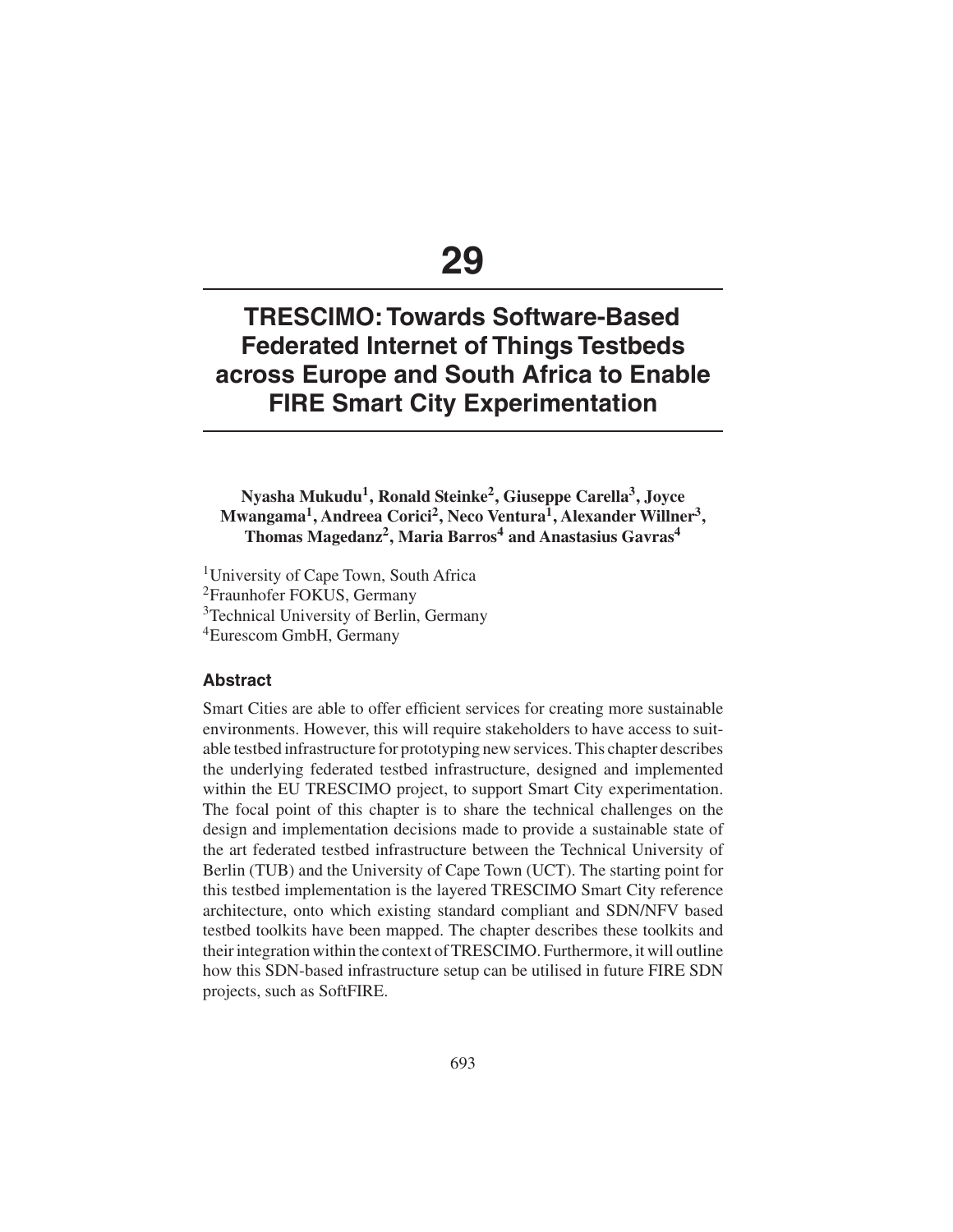# 29

# TRESCIMO: Towards Software-Based Federated Internet of Things Testbeds across Europe and South Africa to Enable FIRE Smart City Experimentation

**Nyasha Mukudu[1], Ronald Steinke[2], Giuseppe Carella[3], Joyce Mwangama[1], Andreea Corici[2], Neco Ventura[1], Alexander Willner[3], Thomas Magedanz[2], Maria Barros[4] and Anastasius Gavras[4]**

[1]University of Cape Town, South Africa
[2]Fraunhofer FOKUS, Germany
[3]Technical University of Berlin, Germany
[4]Eurescom GmbH, Germany

### Abstract

Smart Cities are able to offer efficient services for creating more sustainable environments. However, this will require stakeholders to have access to suitable testbed infrastructure for prototyping new services. This chapter describes the underlying federated testbed infrastructure, designed and implemented within the EU TRESCIMO project, to support Smart City experimentation. The focal point of this chapter is to share the technical challenges on the design and implementation decisions made to provide a sustainable state of the art federated testbed infrastructure between the Technical University of Berlin (TUB) and the University of Cape Town (UCT). The starting point for this testbed implementation is the layered TRESCIMO Smart City reference architecture, onto which existing standard compliant and SDN/NFV based testbed toolkits have been mapped. The chapter describes these toolkits and their integration within the context of TRESCIMO. Furthermore, it will outline how this SDN-based infrastructure setup can be utilised in future FIRE SDN projects, such as SoftFIRE.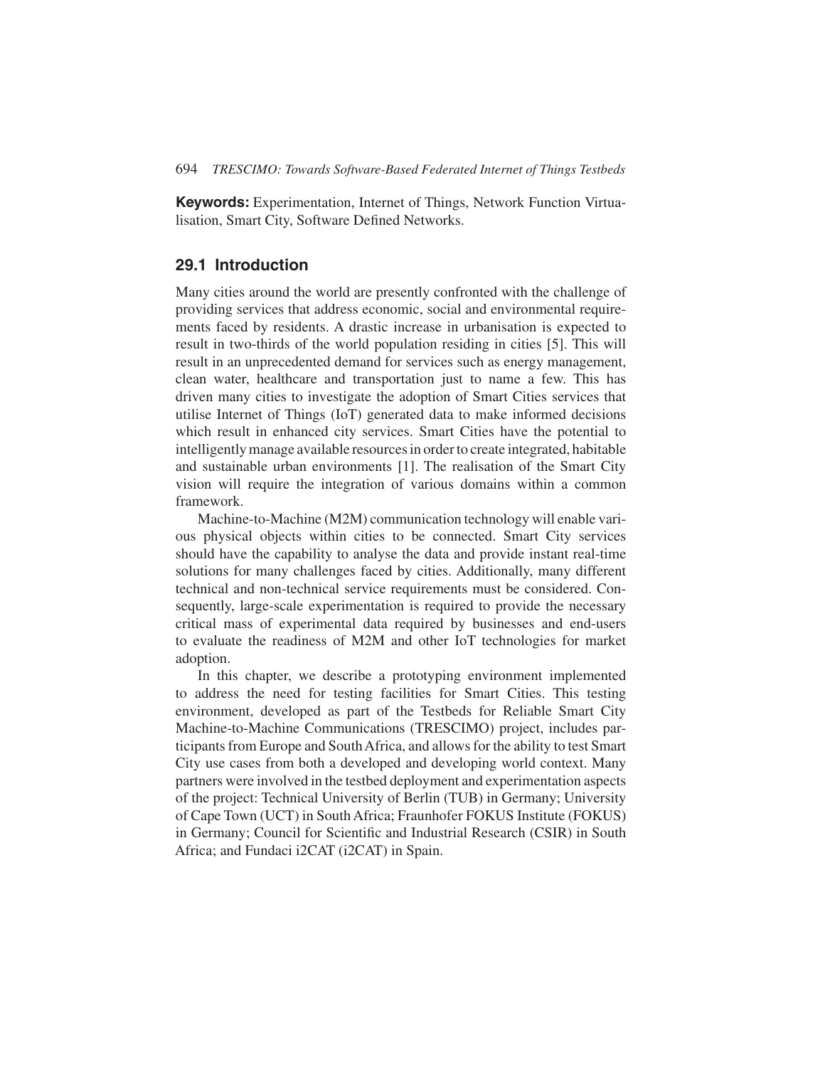**Keywords:** Experimentation, Internet of Things, Network Function Virtualisation, Smart City, Software Defined Networks.

## 29.1 Introduction

Many cities around the world are presently confronted with the challenge of providing services that address economic, social and environmental requirements faced by residents. A drastic increase in urbanisation is expected to result in two-thirds of the world population residing in cities [5]. This will result in an unprecedented demand for services such as energy management, clean water, healthcare and transportation just to name a few. This has driven many cities to investigate the adoption of Smart Cities services that utilise Internet of Things (IoT) generated data to make informed decisions which result in enhanced city services. Smart Cities have the potential to intelligently manage available resources in order to create integrated, habitable and sustainable urban environments [1]. The realisation of the Smart City vision will require the integration of various domains within a common framework.

Machine-to-Machine (M2M) communication technology will enable various physical objects within cities to be connected. Smart City services should have the capability to analyse the data and provide instant real-time solutions for many challenges faced by cities. Additionally, many different technical and non-technical service requirements must be considered. Consequently, large-scale experimentation is required to provide the necessary critical mass of experimental data required by businesses and end-users to evaluate the readiness of M2M and other IoT technologies for market adoption.

In this chapter, we describe a prototyping environment implemented to address the need for testing facilities for Smart Cities. This testing environment, developed as part of the Testbeds for Reliable Smart City Machine-to-Machine Communications (TRESCIMO) project, includes participants from Europe and South Africa, and allows for the ability to test Smart City use cases from both a developed and developing world context. Many partners were involved in the testbed deployment and experimentation aspects of the project: Technical University of Berlin (TUB) in Germany; University of Cape Town (UCT) in South Africa; Fraunhofer FOKUS Institute (FOKUS) in Germany; Council for Scientific and Industrial Research (CSIR) in South Africa; and Fundaci i2CAT (i2CAT) in Spain.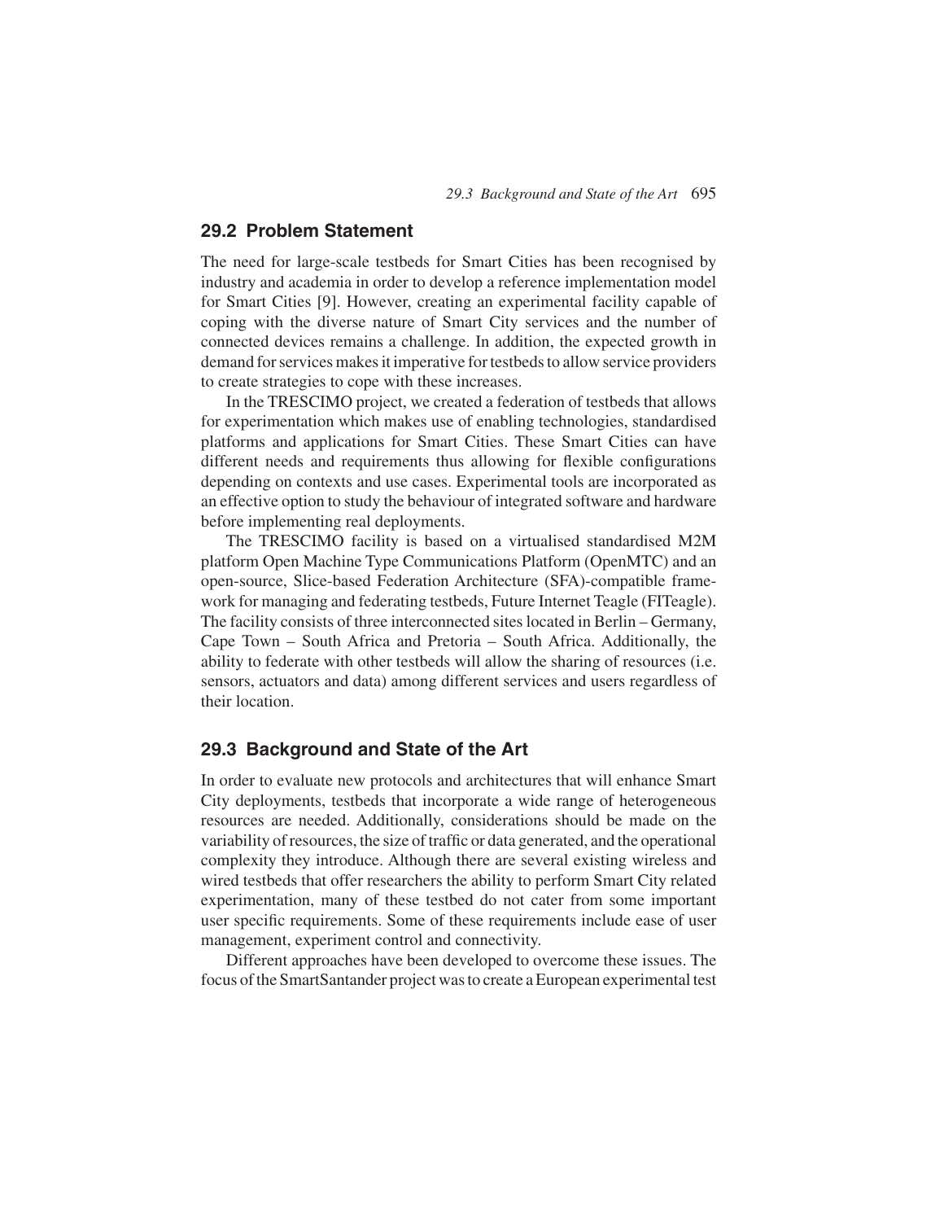## 29.2 Problem Statement

The need for large-scale testbeds for Smart Cities has been recognised by industry and academia in order to develop a reference implementation model for Smart Cities [9]. However, creating an experimental facility capable of coping with the diverse nature of Smart City services and the number of connected devices remains a challenge. In addition, the expected growth in demand for services makes it imperative for testbeds to allow service providers to create strategies to cope with these increases.

In the TRESCIMO project, we created a federation of testbeds that allows for experimentation which makes use of enabling technologies, standardised platforms and applications for Smart Cities. These Smart Cities can have different needs and requirements thus allowing for flexible configurations depending on contexts and use cases. Experimental tools are incorporated as an effective option to study the behaviour of integrated software and hardware before implementing real deployments.

The TRESCIMO facility is based on a virtualised standardised M2M platform Open Machine Type Communications Platform (OpenMTC) and an open-source, Slice-based Federation Architecture (SFA)-compatible framework for managing and federating testbeds, Future Internet Teagle (FITeagle). The facility consists of three interconnected sites located in Berlin – Germany, Cape Town – South Africa and Pretoria – South Africa. Additionally, the ability to federate with other testbeds will allow the sharing of resources (i.e. sensors, actuators and data) among different services and users regardless of their location.

## 29.3 Background and State of the Art

In order to evaluate new protocols and architectures that will enhance Smart City deployments, testbeds that incorporate a wide range of heterogeneous resources are needed. Additionally, considerations should be made on the variability of resources, the size of traffic or data generated, and the operational complexity they introduce. Although there are several existing wireless and wired testbeds that offer researchers the ability to perform Smart City related experimentation, many of these testbed do not cater from some important user specific requirements. Some of these requirements include ease of user management, experiment control and connectivity.

Different approaches have been developed to overcome these issues. The focus of the SmartSantander project was to create a European experimental test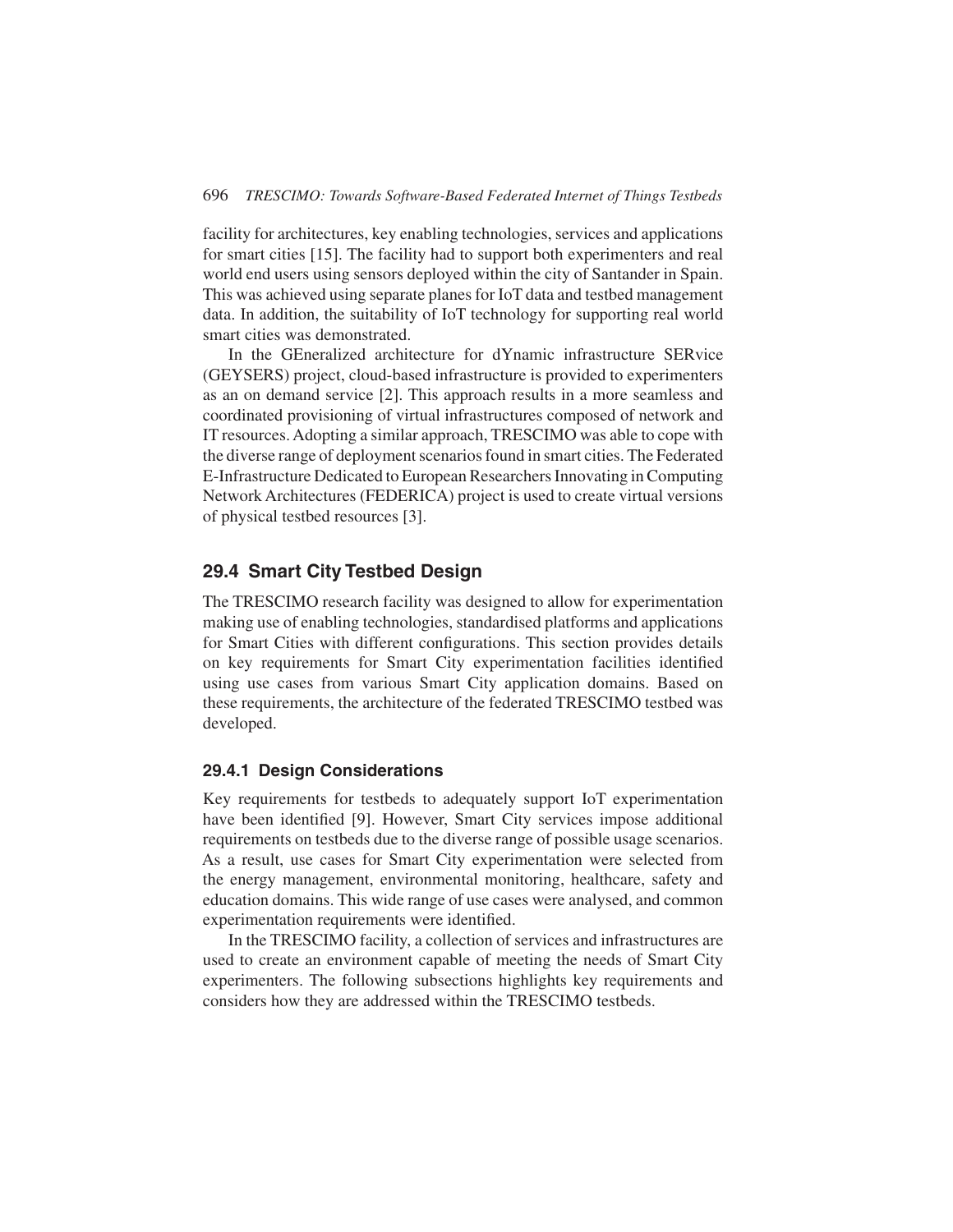facility for architectures, key enabling technologies, services and applications for smart cities [15]. The facility had to support both experimenters and real world end users using sensors deployed within the city of Santander in Spain. This was achieved using separate planes for IoT data and testbed management data. In addition, the suitability of IoT technology for supporting real world smart cities was demonstrated.

In the GEneralized architecture for dYnamic infrastructure SERvice (GEYSERS) project, cloud-based infrastructure is provided to experimenters as an on demand service [2]. This approach results in a more seamless and coordinated provisioning of virtual infrastructures composed of network and IT resources. Adopting a similar approach, TRESCIMO was able to cope with the diverse range of deployment scenarios found in smart cities. The Federated E-Infrastructure Dedicated to European Researchers Innovating in Computing Network Architectures (FEDERICA) project is used to create virtual versions of physical testbed resources [3].

## 29.4 Smart City Testbed Design

The TRESCIMO research facility was designed to allow for experimentation making use of enabling technologies, standardised platforms and applications for Smart Cities with different configurations. This section provides details on key requirements for Smart City experimentation facilities identified using use cases from various Smart City application domains. Based on these requirements, the architecture of the federated TRESCIMO testbed was developed.

### 29.4.1 Design Considerations

Key requirements for testbeds to adequately support IoT experimentation have been identified [9]. However, Smart City services impose additional requirements on testbeds due to the diverse range of possible usage scenarios. As a result, use cases for Smart City experimentation were selected from the energy management, environmental monitoring, healthcare, safety and education domains. This wide range of use cases were analysed, and common experimentation requirements were identified.

In the TRESCIMO facility, a collection of services and infrastructures are used to create an environment capable of meeting the needs of Smart City experimenters. The following subsections highlights key requirements and considers how they are addressed within the TRESCIMO testbeds.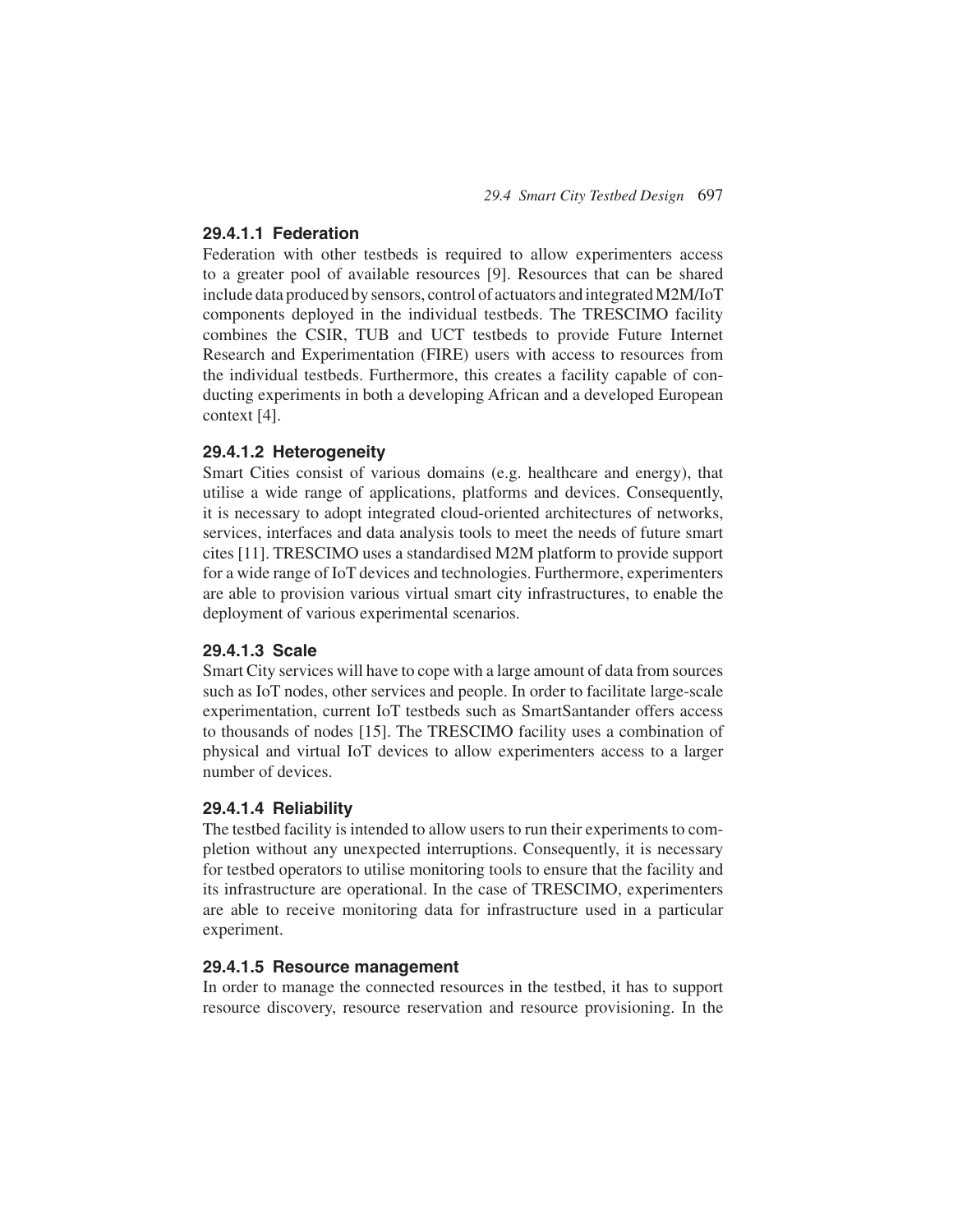#### 29.4.1.1 Federation

Federation with other testbeds is required to allow experimenters access to a greater pool of available resources [9]. Resources that can be shared include data produced by sensors, control of actuators and integrated M2M/IoT components deployed in the individual testbeds. The TRESCIMO facility combines the CSIR, TUB and UCT testbeds to provide Future Internet Research and Experimentation (FIRE) users with access to resources from the individual testbeds. Furthermore, this creates a facility capable of conducting experiments in both a developing African and a developed European context [4].

#### 29.4.1.2 Heterogeneity

Smart Cities consist of various domains (e.g. healthcare and energy), that utilise a wide range of applications, platforms and devices. Consequently, it is necessary to adopt integrated cloud-oriented architectures of networks, services, interfaces and data analysis tools to meet the needs of future smart cites [11]. TRESCIMO uses a standardised M2M platform to provide support for a wide range of IoT devices and technologies. Furthermore, experimenters are able to provision various virtual smart city infrastructures, to enable the deployment of various experimental scenarios.

#### 29.4.1.3 Scale

Smart City services will have to cope with a large amount of data from sources such as IoT nodes, other services and people. In order to facilitate large-scale experimentation, current IoT testbeds such as SmartSantander offers access to thousands of nodes [15]. The TRESCIMO facility uses a combination of physical and virtual IoT devices to allow experimenters access to a larger number of devices.

#### 29.4.1.4 Reliability

The testbed facility is intended to allow users to run their experiments to completion without any unexpected interruptions. Consequently, it is necessary for testbed operators to utilise monitoring tools to ensure that the facility and its infrastructure are operational. In the case of TRESCIMO, experimenters are able to receive monitoring data for infrastructure used in a particular experiment.

#### 29.4.1.5 Resource management

In order to manage the connected resources in the testbed, it has to support resource discovery, resource reservation and resource provisioning. In the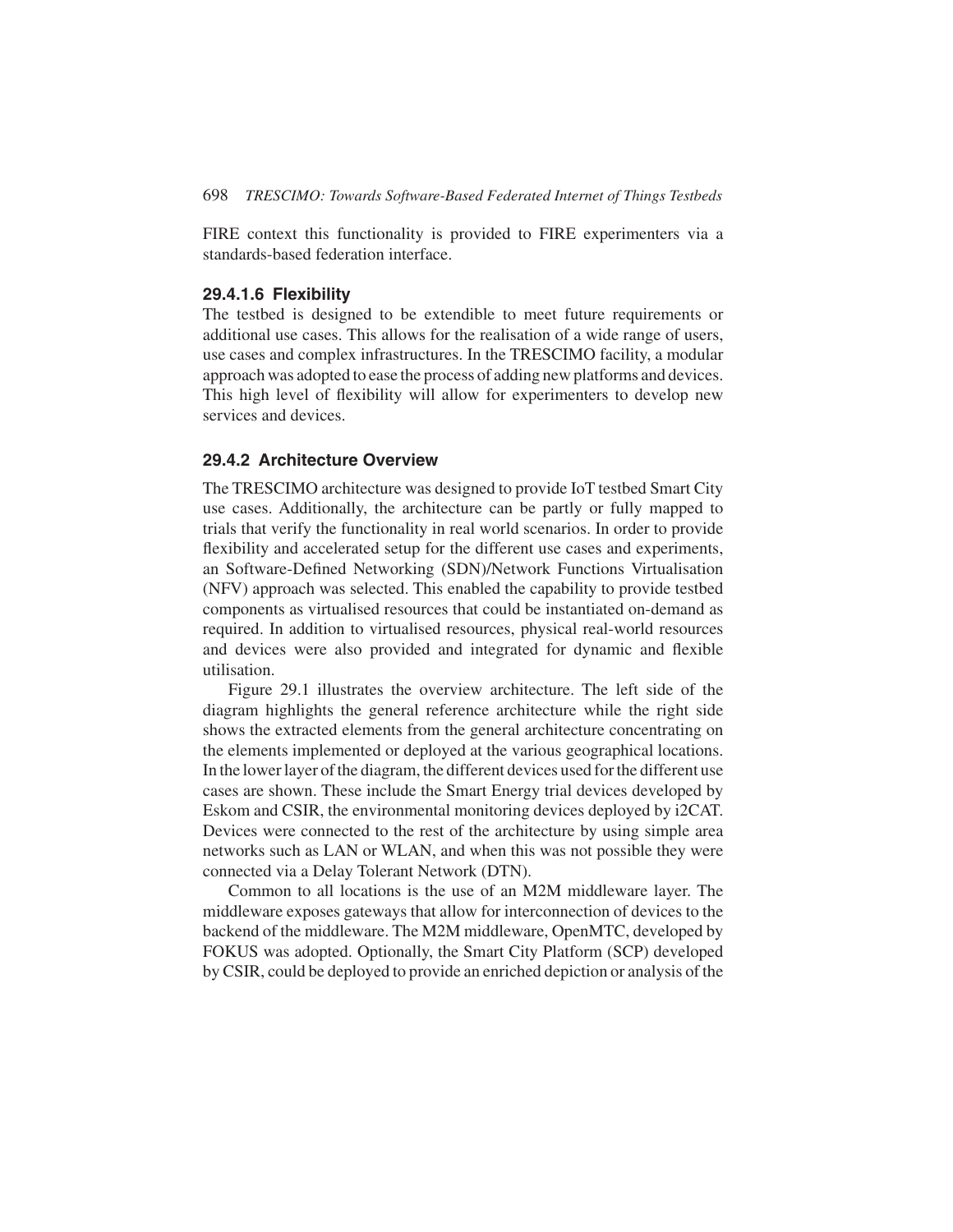FIRE context this functionality is provided to FIRE experimenters via a standards-based federation interface.

#### 29.4.1.6 Flexibility

The testbed is designed to be extendible to meet future requirements or additional use cases. This allows for the realisation of a wide range of users, use cases and complex infrastructures. In the TRESCIMO facility, a modular approach was adopted to ease the process of adding new platforms and devices. This high level of flexibility will allow for experimenters to develop new services and devices.

### 29.4.2 Architecture Overview

The TRESCIMO architecture was designed to provide IoT testbed Smart City use cases. Additionally, the architecture can be partly or fully mapped to trials that verify the functionality in real world scenarios. In order to provide flexibility and accelerated setup for the different use cases and experiments, an Software-Defined Networking (SDN)/Network Functions Virtualisation (NFV) approach was selected. This enabled the capability to provide testbed components as virtualised resources that could be instantiated on-demand as required. In addition to virtualised resources, physical real-world resources and devices were also provided and integrated for dynamic and flexible utilisation.

Figure 29.1 illustrates the overview architecture. The left side of the diagram highlights the general reference architecture while the right side shows the extracted elements from the general architecture concentrating on the elements implemented or deployed at the various geographical locations. In the lower layer of the diagram, the different devices used for the different use cases are shown. These include the Smart Energy trial devices developed by Eskom and CSIR, the environmental monitoring devices deployed by i2CAT. Devices were connected to the rest of the architecture by using simple area networks such as LAN or WLAN, and when this was not possible they were connected via a Delay Tolerant Network (DTN).

Common to all locations is the use of an M2M middleware layer. The middleware exposes gateways that allow for interconnection of devices to the backend of the middleware. The M2M middleware, OpenMTC, developed by FOKUS was adopted. Optionally, the Smart City Platform (SCP) developed by CSIR, could be deployed to provide an enriched depiction or analysis of the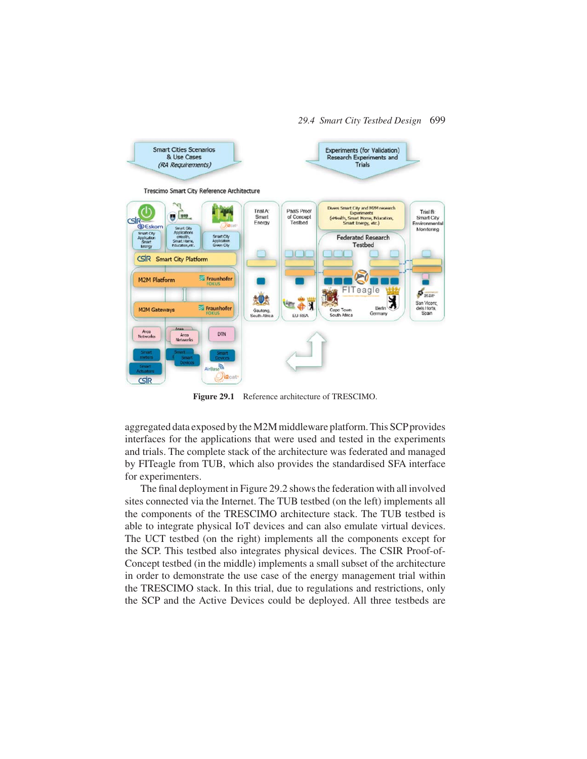Figure 29.1 Reference architecture of TRESCIMO.

aggregated data exposed by the M2M middleware platform. This SCP provides interfaces for the applications that were used and tested in the experiments and trials. The complete stack of the architecture was federated and managed by FITeagle from TUB, which also provides the standardised SFA interface for experimenters.

The final deployment in Figure 29.2 shows the federation with all involved sites connected via the Internet. The TUB testbed (on the left) implements all the components of the TRESCIMO architecture stack. The TUB testbed is able to integrate physical IoT devices and can also emulate virtual devices. The UCT testbed (on the right) implements all the components except for the SCP. This testbed also integrates physical devices. The CSIR Proof-of-Concept testbed (in the middle) implements a small subset of the architecture in order to demonstrate the use case of the energy management trial within the TRESCIMO stack. In this trial, due to regulations and restrictions, only the SCP and the Active Devices could be deployed. All three testbeds are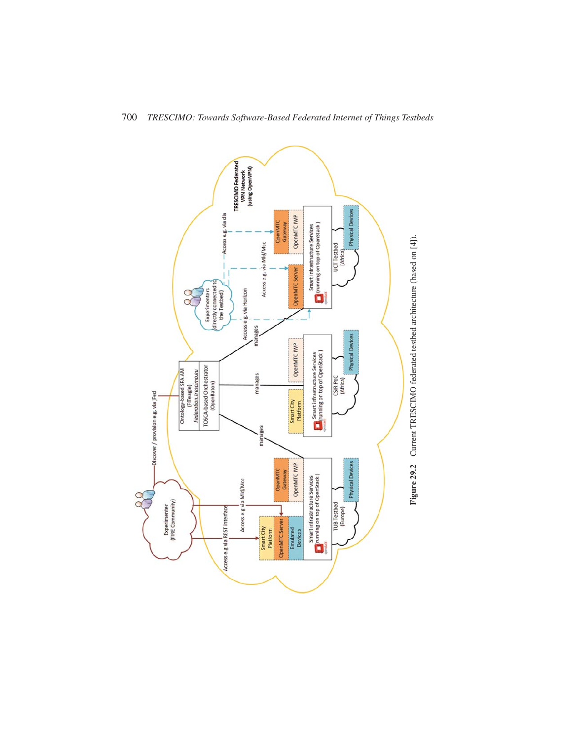Figure 29.2 Current TRESCIMO federated testbed architecture (based on [4]).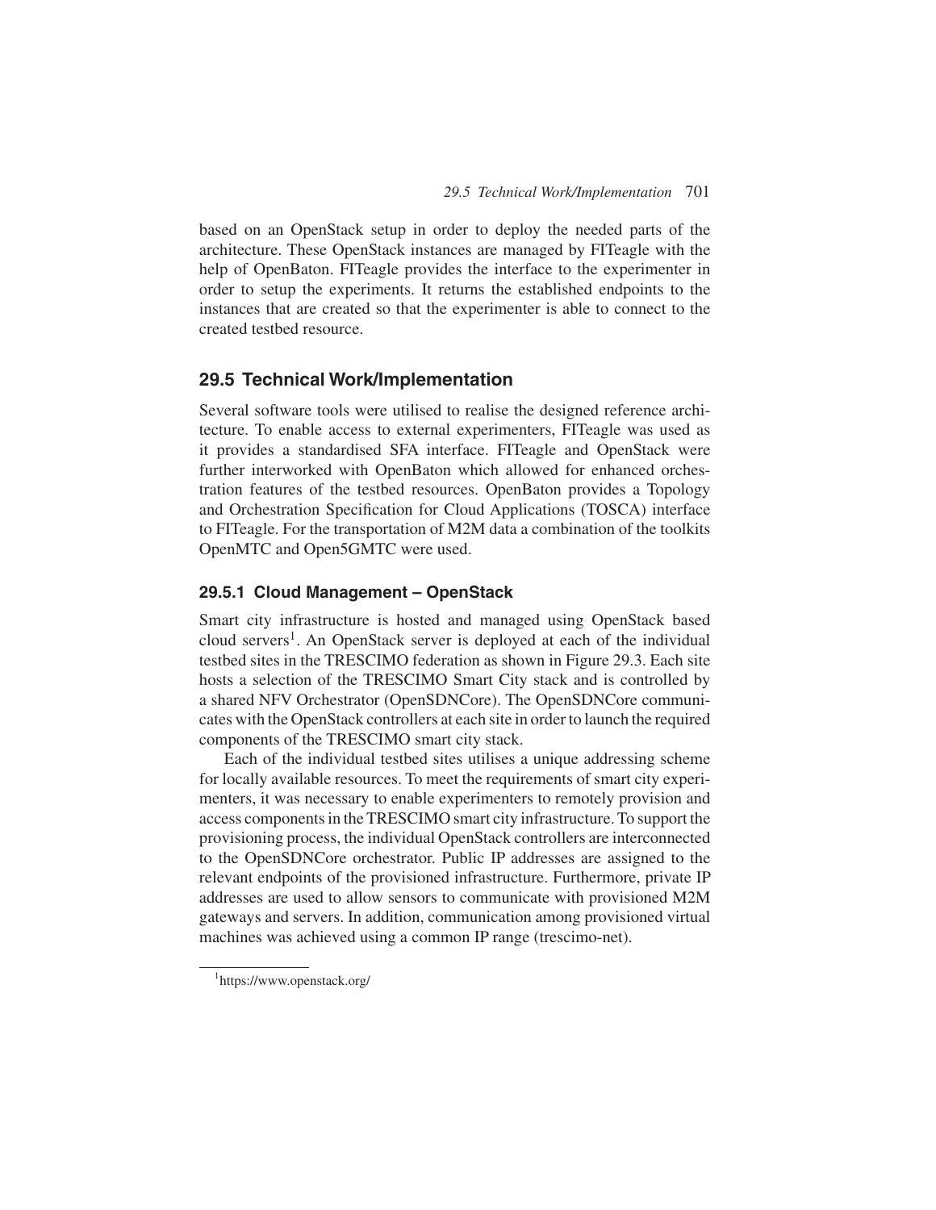based on an OpenStack setup in order to deploy the needed parts of the architecture. These OpenStack instances are managed by FITeagle with the help of OpenBaton. FITeagle provides the interface to the experimenter in order to setup the experiments. It returns the established endpoints to the instances that are created so that the experimenter is able to connect to the created testbed resource.

## 29.5 Technical Work/Implementation

Several software tools were utilised to realise the designed reference architecture. To enable access to external experimenters, FITeagle was used as it provides a standardised SFA interface. FITeagle and OpenStack were further interworked with OpenBaton which allowed for enhanced orchestration features of the testbed resources. OpenBaton provides a Topology and Orchestration Specification for Cloud Applications (TOSCA) interface to FITeagle. For the transportation of M2M data a combination of the toolkits OpenMTC and Open5GMTC were used.

### 29.5.1 Cloud Management – OpenStack

Smart city infrastructure is hosted and managed using OpenStack based cloud servers[1]. An OpenStack server is deployed at each of the individual testbed sites in the TRESCIMO federation as shown in Figure 29.3. Each site hosts a selection of the TRESCIMO Smart City stack and is controlled by a shared NFV Orchestrator (OpenSDNCore). The OpenSDNCore communicates with the OpenStack controllers at each site in order to launch the required components of the TRESCIMO smart city stack.

Each of the individual testbed sites utilises a unique addressing scheme for locally available resources. To meet the requirements of smart city experimenters, it was necessary to enable experimenters to remotely provision and access components in the TRESCIMO smart city infrastructure. To support the provisioning process, the individual OpenStack controllers are interconnected to the OpenSDNCore orchestrator. Public IP addresses are assigned to the relevant endpoints of the provisioned infrastructure. Furthermore, private IP addresses are used to allow sensors to communicate with provisioned M2M gateways and servers. In addition, communication among provisioned virtual machines was achieved using a common IP range (trescimo-net).

[1] https://www.openstack.org/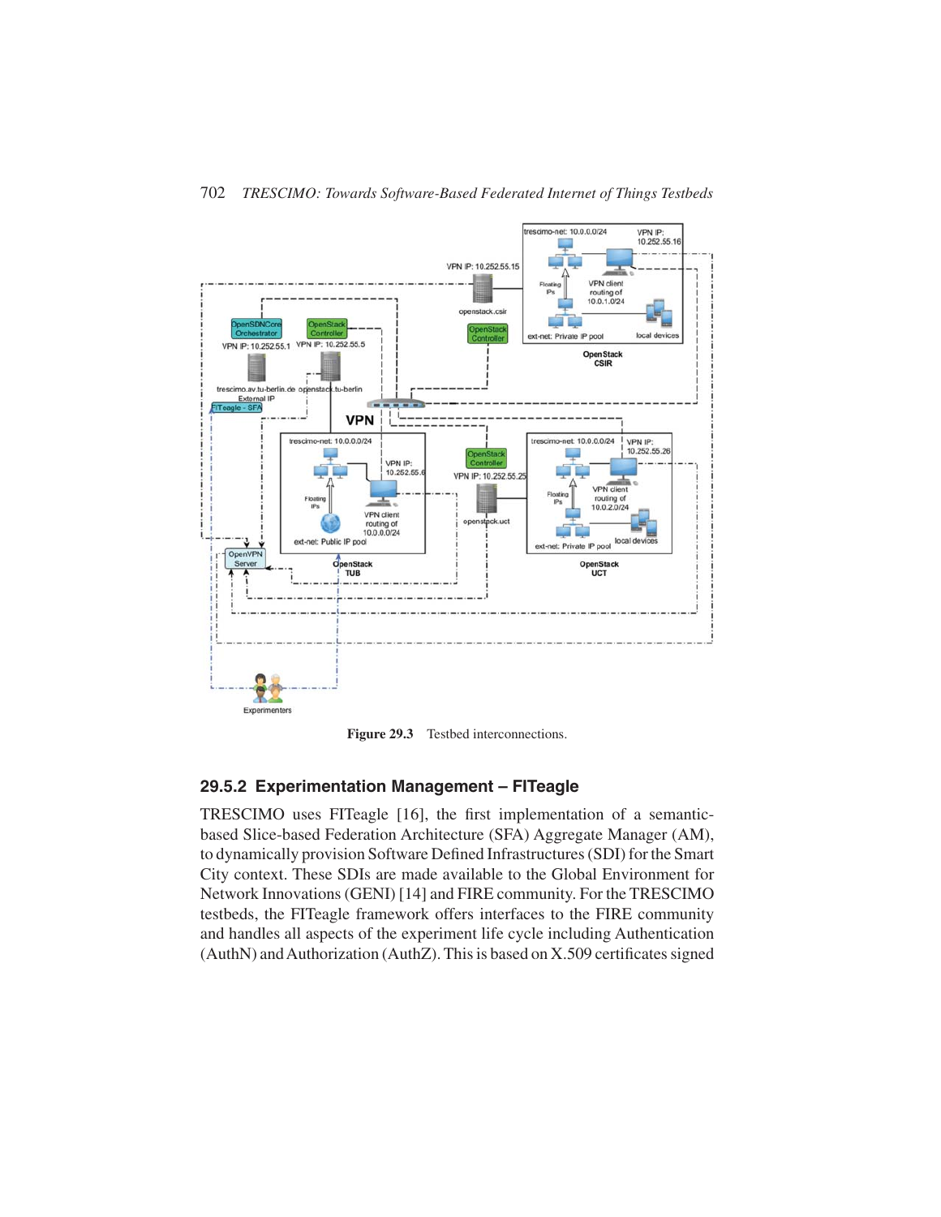Figure 29.3 Testbed interconnections.

### 29.5.2 Experimentation Management – FITeagle

TRESCIMO uses FITeagle [16], the first implementation of a semantic-based Slice-based Federation Architecture (SFA) Aggregate Manager (AM), to dynamically provision Software Defined Infrastructures (SDI) for the Smart City context. These SDIs are made available to the Global Environment for Network Innovations (GENI) [14] and FIRE community. For the TRESCIMO testbeds, the FITeagle framework offers interfaces to the FIRE community and handles all aspects of the experiment life cycle including Authentication (AuthN) and Authorization (AuthZ). This is based on X.509 certificates signed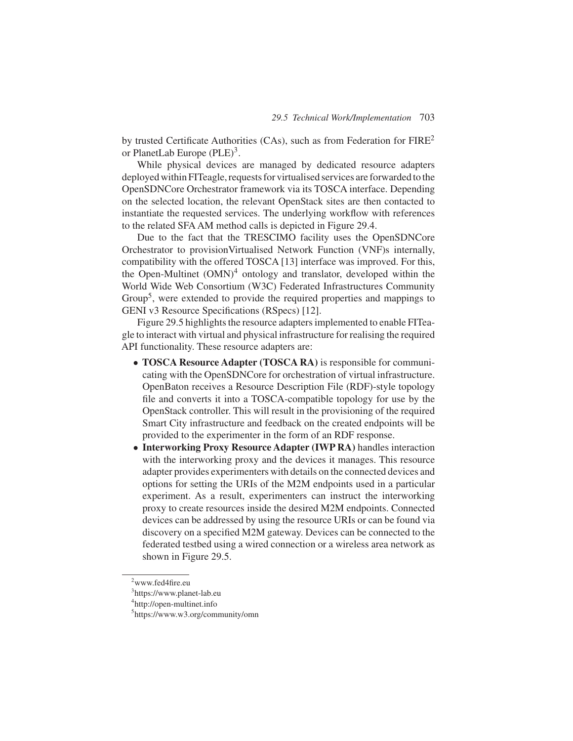by trusted Certificate Authorities (CAs), such as from Federation for FIRE[2] or PlanetLab Europe (PLE)[3].

While physical devices are managed by dedicated resource adapters deployed within FITeagle, requests for virtualised services are forwarded to the OpenSDNCore Orchestrator framework via its TOSCA interface. Depending on the selected location, the relevant OpenStack sites are then contacted to instantiate the requested services. The underlying workflow with references to the related SFA AM method calls is depicted in Figure 29.4.

Due to the fact that the TRESCIMO facility uses the OpenSDNCore Orchestrator to provisionVirtualised Network Function (VNF)s internally, compatibility with the offered TOSCA [13] interface was improved. For this, the Open-Multinet (OMN)[4] ontology and translator, developed within the World Wide Web Consortium (W3C) Federated Infrastructures Community Group[5], were extended to provide the required properties and mappings to GENI v3 Resource Specifications (RSpecs) [12].

Figure 29.5 highlights the resource adapters implemented to enable FITeagle to interact with virtual and physical infrastructure for realising the required API functionality. These resource adapters are:

- **TOSCA Resource Adapter (TOSCA RA)** is responsible for communicating with the OpenSDNCore for orchestration of virtual infrastructure. OpenBaton receives a Resource Description File (RDF)-style topology file and converts it into a TOSCA-compatible topology for use by the OpenStack controller. This will result in the provisioning of the required Smart City infrastructure and feedback on the created endpoints will be provided to the experimenter in the form of an RDF response.
- **Interworking Proxy Resource Adapter (IWP RA)** handles interaction with the interworking proxy and the devices it manages. This resource adapter provides experimenters with details on the connected devices and options for setting the URIs of the M2M endpoints used in a particular experiment. As a result, experimenters can instruct the interworking proxy to create resources inside the desired M2M endpoints. Connected devices can be addressed by using the resource URIs or can be found via discovery on a specified M2M gateway. Devices can be connected to the federated testbed using a wired connection or a wireless area network as shown in Figure 29.5.

---

[2] www.fed4fire.eu

[3] https://www.planet-lab.eu

[4] http://open-multinet.info

[5] https://www.w3.org/community/omn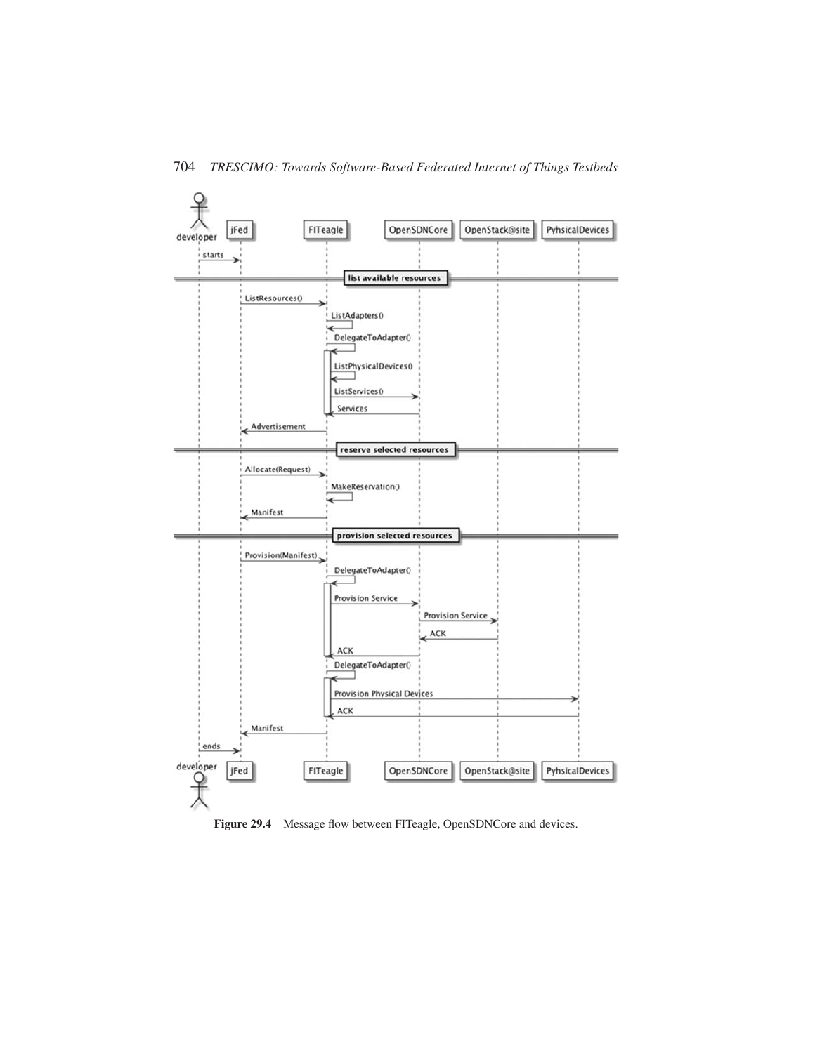Figure 29.4 Message flow between FITeagle, OpenSDNCore and devices.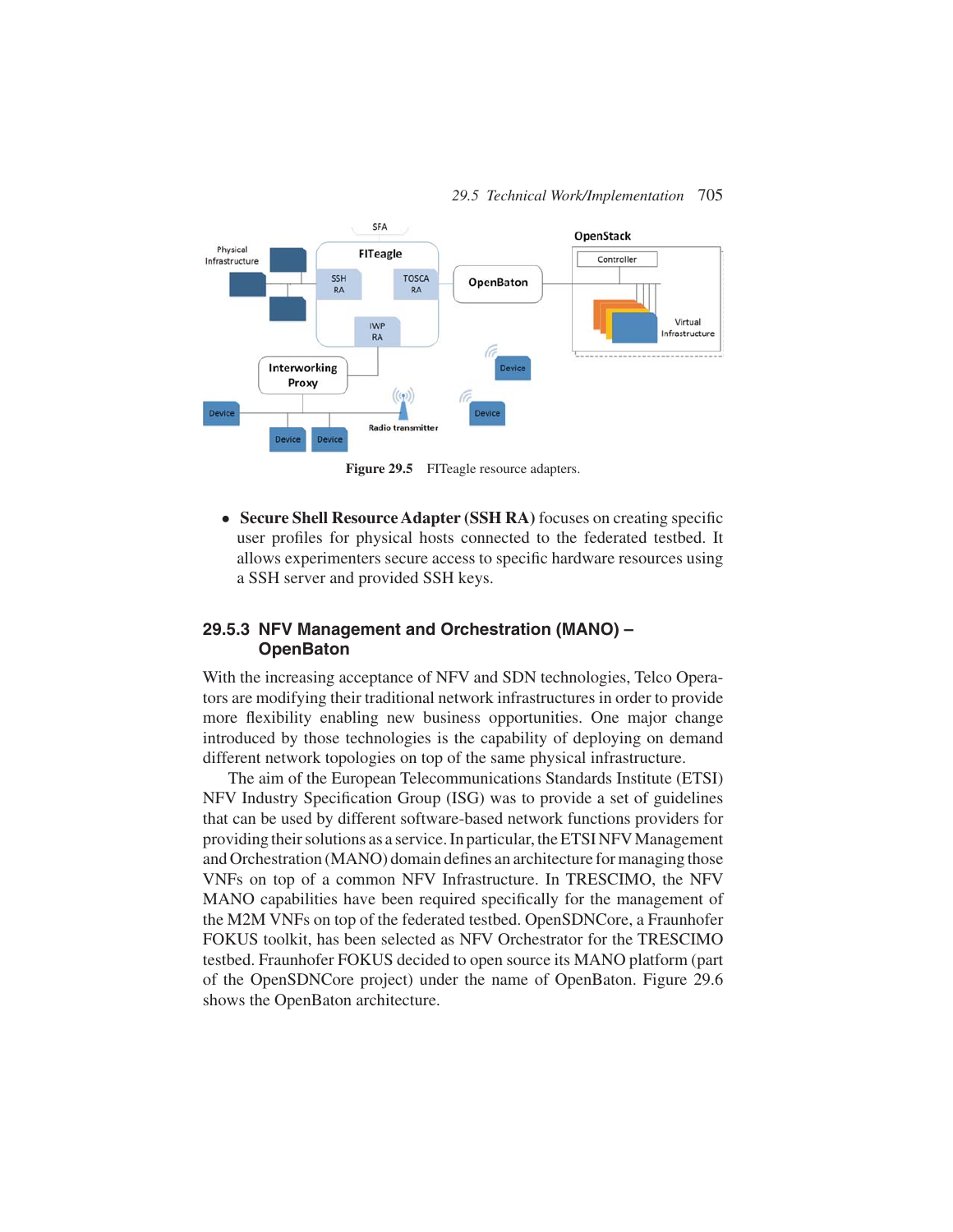Figure 29.5 FITeagle resource adapters.

- **Secure Shell Resource Adapter (SSH RA)** focuses on creating specific user profiles for physical hosts connected to the federated testbed. It allows experimenters secure access to specific hardware resources using a SSH server and provided SSH keys.

### 29.5.3 NFV Management and Orchestration (MANO) – OpenBaton

With the increasing acceptance of NFV and SDN technologies, Telco Operators are modifying their traditional network infrastructures in order to provide more flexibility enabling new business opportunities. One major change introduced by those technologies is the capability of deploying on demand different network topologies on top of the same physical infrastructure.

The aim of the European Telecommunications Standards Institute (ETSI) NFV Industry Specification Group (ISG) was to provide a set of guidelines that can be used by different software-based network functions providers for providing their solutions as a service. In particular, the ETSI NFV Management and Orchestration (MANO) domain defines an architecture for managing those VNFs on top of a common NFV Infrastructure. In TRESCIMO, the NFV MANO capabilities have been required specifically for the management of the M2M VNFs on top of the federated testbed. OpenSDNCore, a Fraunhofer FOKUS toolkit, has been selected as NFV Orchestrator for the TRESCIMO testbed. Fraunhofer FOKUS decided to open source its MANO platform (part of the OpenSDNCore project) under the name of OpenBaton. Figure 29.6 shows the OpenBaton architecture.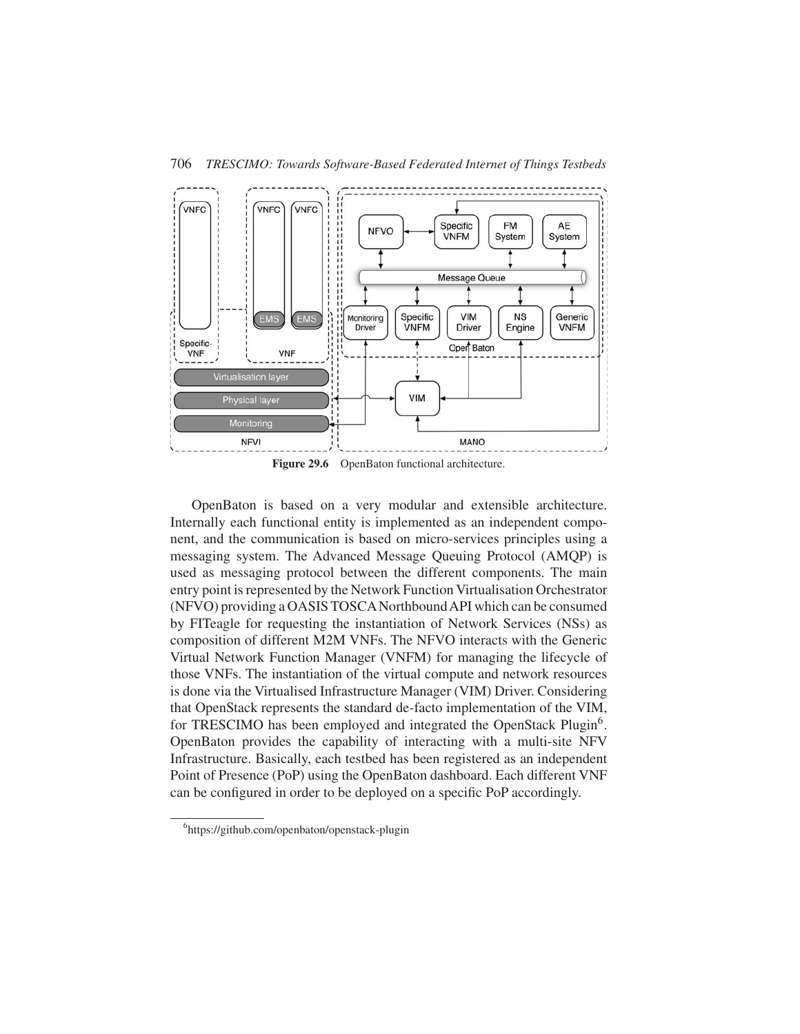**Figure 29.6** OpenBaton functional architecture.

OpenBaton is based on a very modular and extensible architecture. Internally each functional entity is implemented as an independent component, and the communication is based on micro-services principles using a messaging system. The Advanced Message Queuing Protocol (AMQP) is used as messaging protocol between the different components. The main entry point is represented by the Network Function Virtualisation Orchestrator (NFVO) providing a OASIS TOSCA Northbound API which can be consumed by FITeagle for requesting the instantiation of Network Services (NSs) as composition of different M2M VNFs. The NFVO interacts with the Generic Virtual Network Function Manager (VNFM) for managing the lifecycle of those VNFs. The instantiation of the virtual compute and network resources is done via the Virtualised Infrastructure Manager (VIM) Driver. Considering that OpenStack represents the standard de-facto implementation of the VIM, for TRESCIMO has been employed and integrated the OpenStack Plugin[6]. OpenBaton provides the capability of interacting with a multi-site NFV Infrastructure. Basically, each testbed has been registered as an independent Point of Presence (PoP) using the OpenBaton dashboard. Each different VNF can be configured in order to be deployed on a specific PoP accordingly.

[6] https://github.com/openbaton/openstack-plugin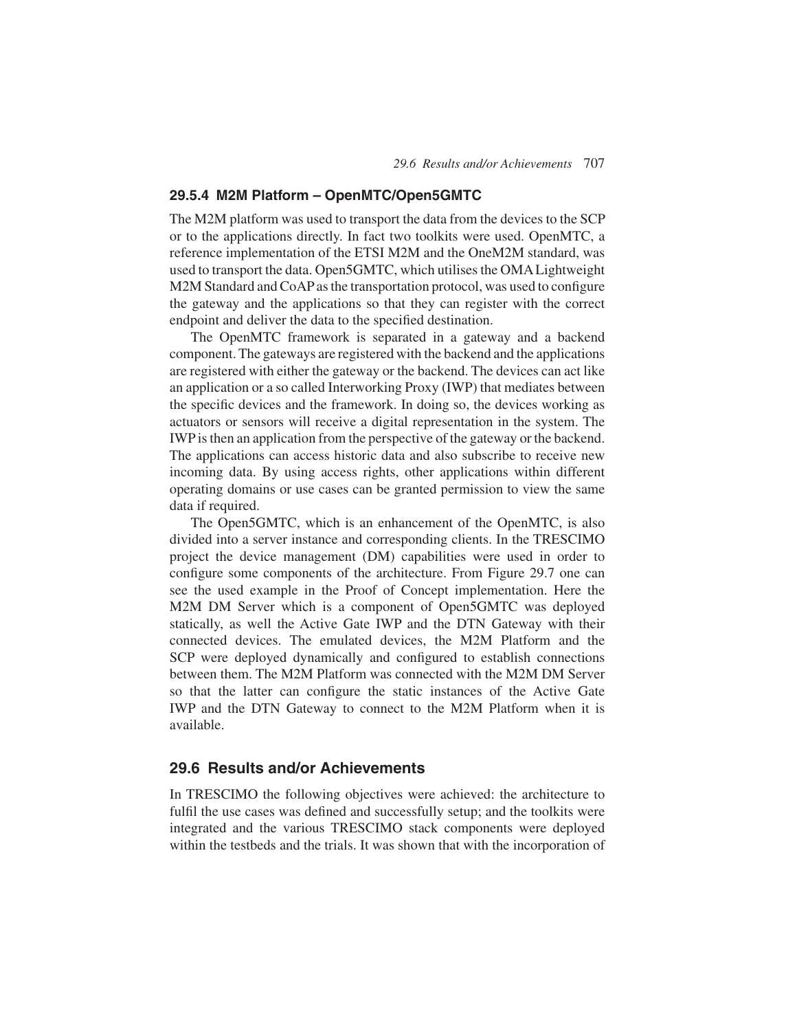### 29.5.4 M2M Platform – OpenMTC/Open5GMTC

The M2M platform was used to transport the data from the devices to the SCP or to the applications directly. In fact two toolkits were used. OpenMTC, a reference implementation of the ETSI M2M and the OneM2M standard, was used to transport the data. Open5GMTC, which utilises the OMA Lightweight M2M Standard and CoAP as the transportation protocol, was used to configure the gateway and the applications so that they can register with the correct endpoint and deliver the data to the specified destination.

The OpenMTC framework is separated in a gateway and a backend component. The gateways are registered with the backend and the applications are registered with either the gateway or the backend. The devices can act like an application or a so called Interworking Proxy (IWP) that mediates between the specific devices and the framework. In doing so, the devices working as actuators or sensors will receive a digital representation in the system. The IWP is then an application from the perspective of the gateway or the backend. The applications can access historic data and also subscribe to receive new incoming data. By using access rights, other applications within different operating domains or use cases can be granted permission to view the same data if required.

The Open5GMTC, which is an enhancement of the OpenMTC, is also divided into a server instance and corresponding clients. In the TRESCIMO project the device management (DM) capabilities were used in order to configure some components of the architecture. From Figure 29.7 one can see the used example in the Proof of Concept implementation. Here the M2M DM Server which is a component of Open5GMTC was deployed statically, as well the Active Gate IWP and the DTN Gateway with their connected devices. The emulated devices, the M2M Platform and the SCP were deployed dynamically and configured to establish connections between them. The M2M Platform was connected with the M2M DM Server so that the latter can configure the static instances of the Active Gate IWP and the DTN Gateway to connect to the M2M Platform when it is available.

## 29.6 Results and/or Achievements

In TRESCIMO the following objectives were achieved: the architecture to fulfil the use cases was defined and successfully setup; and the toolkits were integrated and the various TRESCIMO stack components were deployed within the testbeds and the trials. It was shown that with the incorporation of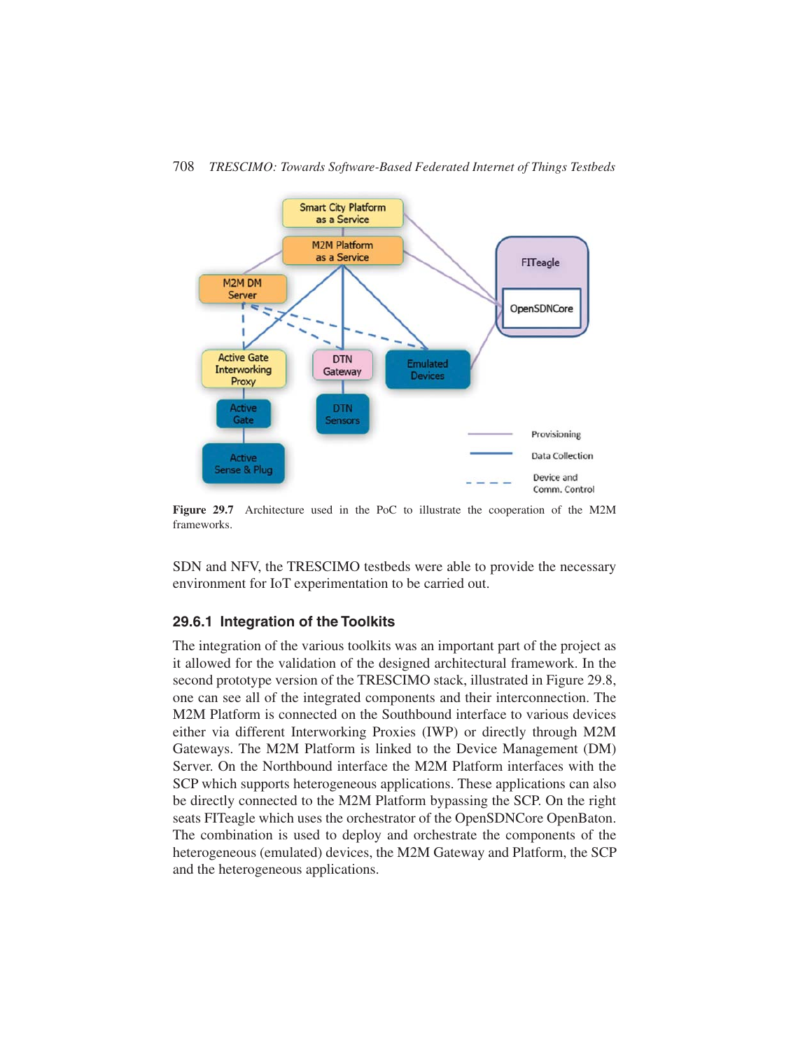Figure 29.7 Architecture used in the PoC to illustrate the cooperation of the M2M frameworks.

SDN and NFV, the TRESCIMO testbeds were able to provide the necessary environment for IoT experimentation to be carried out.

### 29.6.1 Integration of the Toolkits

The integration of the various toolkits was an important part of the project as it allowed for the validation of the designed architectural framework. In the second prototype version of the TRESCIMO stack, illustrated in Figure 29.8, one can see all of the integrated components and their interconnection. The M2M Platform is connected on the Southbound interface to various devices either via different Interworking Proxies (IWP) or directly through M2M Gateways. The M2M Platform is linked to the Device Management (DM) Server. On the Northbound interface the M2M Platform interfaces with the SCP which supports heterogeneous applications. These applications can also be directly connected to the M2M Platform bypassing the SCP. On the right seats FITeagle which uses the orchestrator of the OpenSDNCore OpenBaton. The combination is used to deploy and orchestrate the components of the heterogeneous (emulated) devices, the M2M Gateway and Platform, the SCP and the heterogeneous applications.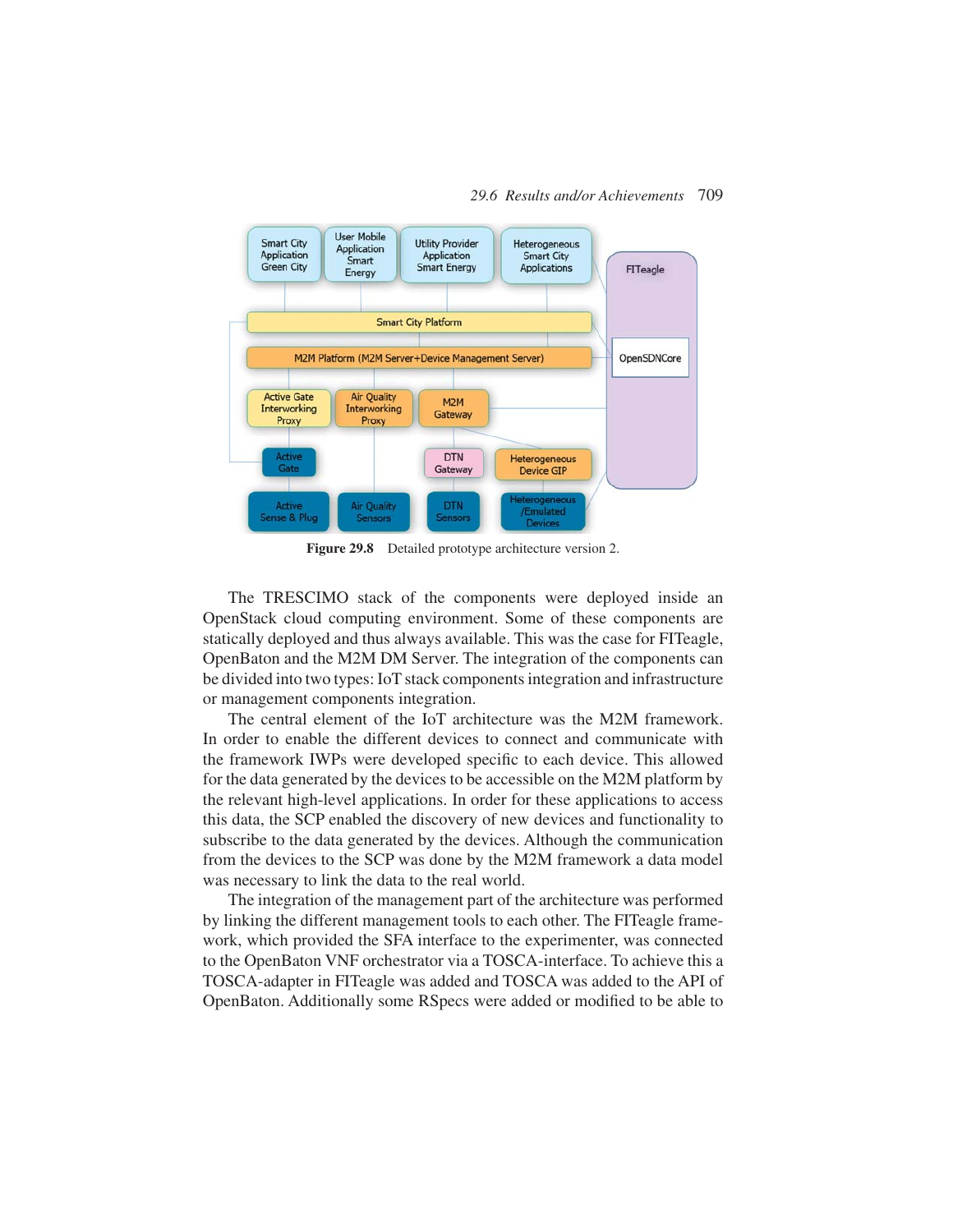Figure 29.8 Detailed prototype architecture version 2.

The TRESCIMO stack of the components were deployed inside an OpenStack cloud computing environment. Some of these components are statically deployed and thus always available. This was the case for FITeagle, OpenBaton and the M2M DM Server. The integration of the components can be divided into two types: IoT stack components integration and infrastructure or management components integration.

The central element of the IoT architecture was the M2M framework. In order to enable the different devices to connect and communicate with the framework IWPs were developed specific to each device. This allowed for the data generated by the devices to be accessible on the M2M platform by the relevant high-level applications. In order for these applications to access this data, the SCP enabled the discovery of new devices and functionality to subscribe to the data generated by the devices. Although the communication from the devices to the SCP was done by the M2M framework a data model was necessary to link the data to the real world.

The integration of the management part of the architecture was performed by linking the different management tools to each other. The FITeagle framework, which provided the SFA interface to the experimenter, was connected to the OpenBaton VNF orchestrator via a TOSCA-interface. To achieve this a TOSCA-adapter in FITeagle was added and TOSCA was added to the API of OpenBaton. Additionally some RSpecs were added or modified to be able to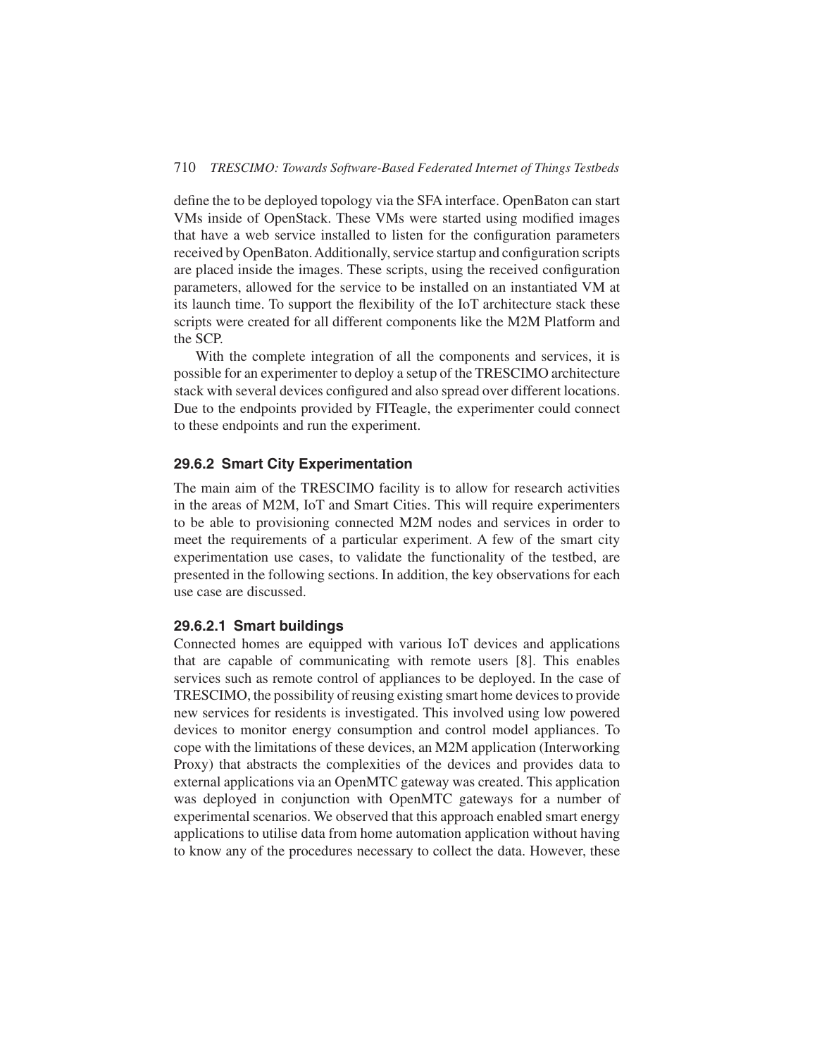define the to be deployed topology via the SFA interface. OpenBaton can start VMs inside of OpenStack. These VMs were started using modified images that have a web service installed to listen for the configuration parameters received by OpenBaton. Additionally, service startup and configuration scripts are placed inside the images. These scripts, using the received configuration parameters, allowed for the service to be installed on an instantiated VM at its launch time. To support the flexibility of the IoT architecture stack these scripts were created for all different components like the M2M Platform and the SCP.

With the complete integration of all the components and services, it is possible for an experimenter to deploy a setup of the TRESCIMO architecture stack with several devices configured and also spread over different locations. Due to the endpoints provided by FITeagle, the experimenter could connect to these endpoints and run the experiment.

### 29.6.2 Smart City Experimentation

The main aim of the TRESCIMO facility is to allow for research activities in the areas of M2M, IoT and Smart Cities. This will require experimenters to be able to provisioning connected M2M nodes and services in order to meet the requirements of a particular experiment. A few of the smart city experimentation use cases, to validate the functionality of the testbed, are presented in the following sections. In addition, the key observations for each use case are discussed.

#### 29.6.2.1 Smart buildings

Connected homes are equipped with various IoT devices and applications that are capable of communicating with remote users [8]. This enables services such as remote control of appliances to be deployed. In the case of TRESCIMO, the possibility of reusing existing smart home devices to provide new services for residents is investigated. This involved using low powered devices to monitor energy consumption and control model appliances. To cope with the limitations of these devices, an M2M application (Interworking Proxy) that abstracts the complexities of the devices and provides data to external applications via an OpenMTC gateway was created. This application was deployed in conjunction with OpenMTC gateways for a number of experimental scenarios. We observed that this approach enabled smart energy applications to utilise data from home automation application without having to know any of the procedures necessary to collect the data. However, these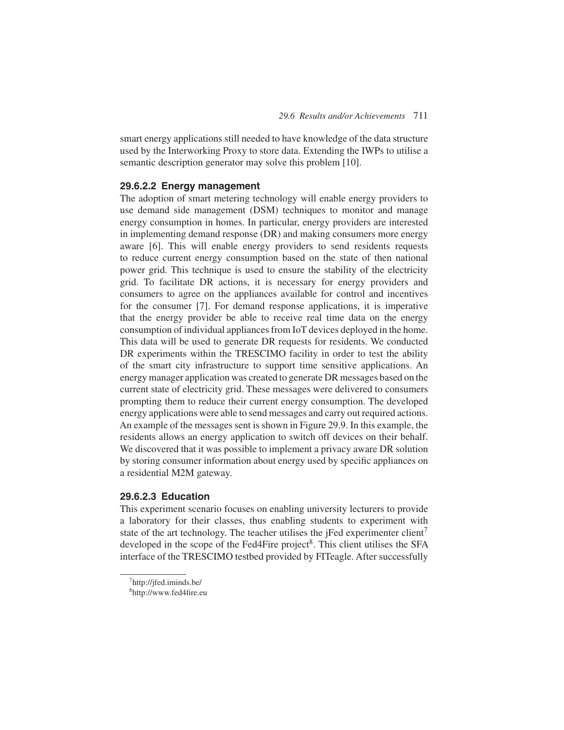smart energy applications still needed to have knowledge of the data structure used by the Interworking Proxy to store data. Extending the IWPs to utilise a semantic description generator may solve this problem [10].

#### 29.6.2.2 Energy management

The adoption of smart metering technology will enable energy providers to use demand side management (DSM) techniques to monitor and manage energy consumption in homes. In particular, energy providers are interested in implementing demand response (DR) and making consumers more energy aware [6]. This will enable energy providers to send residents requests to reduce current energy consumption based on the state of then national power grid. This technique is used to ensure the stability of the electricity grid. To facilitate DR actions, it is necessary for energy providers and consumers to agree on the appliances available for control and incentives for the consumer [7]. For demand response applications, it is imperative that the energy provider be able to receive real time data on the energy consumption of individual appliances from IoT devices deployed in the home. This data will be used to generate DR requests for residents. We conducted DR experiments within the TRESCIMO facility in order to test the ability of the smart city infrastructure to support time sensitive applications. An energy manager application was created to generate DR messages based on the current state of electricity grid. These messages were delivered to consumers prompting them to reduce their current energy consumption. The developed energy applications were able to send messages and carry out required actions. An example of the messages sent is shown in Figure 29.9. In this example, the residents allows an energy application to switch off devices on their behalf. We discovered that it was possible to implement a privacy aware DR solution by storing consumer information about energy used by specific appliances on a residential M2M gateway.

#### 29.6.2.3 Education

This experiment scenario focuses on enabling university lecturers to provide a laboratory for their classes, thus enabling students to experiment with state of the art technology. The teacher utilises the jFed experimenter client[7] developed in the scope of the Fed4Fire project[8]. This client utilises the SFA interface of the TRESCIMO testbed provided by FITeagle. After successfully

[7] http://jfed.iminds.be/

[8] http://www.fed4fire.eu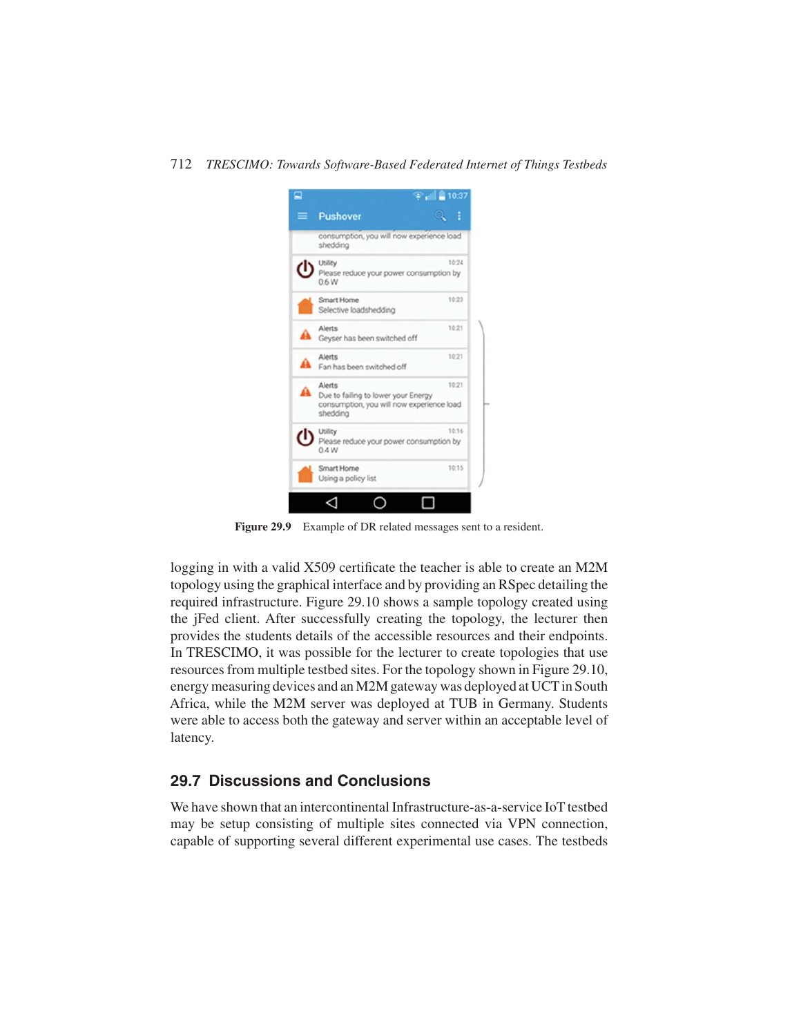Figure 29.9 Example of DR related messages sent to a resident.

logging in with a valid X509 certificate the teacher is able to create an M2M topology using the graphical interface and by providing an RSpec detailing the required infrastructure. Figure 29.10 shows a sample topology created using the jFed client. After successfully creating the topology, the lecturer then provides the students details of the accessible resources and their endpoints. In TRESCIMO, it was possible for the lecturer to create topologies that use resources from multiple testbed sites. For the topology shown in Figure 29.10, energy measuring devices and an M2M gateway was deployed at UCT in South Africa, while the M2M server was deployed at TUB in Germany. Students were able to access both the gateway and server within an acceptable level of latency.

## 29.7 Discussions and Conclusions

We have shown that an intercontinental Infrastructure-as-a-service IoT testbed may be setup consisting of multiple sites connected via VPN connection, capable of supporting several different experimental use cases. The testbeds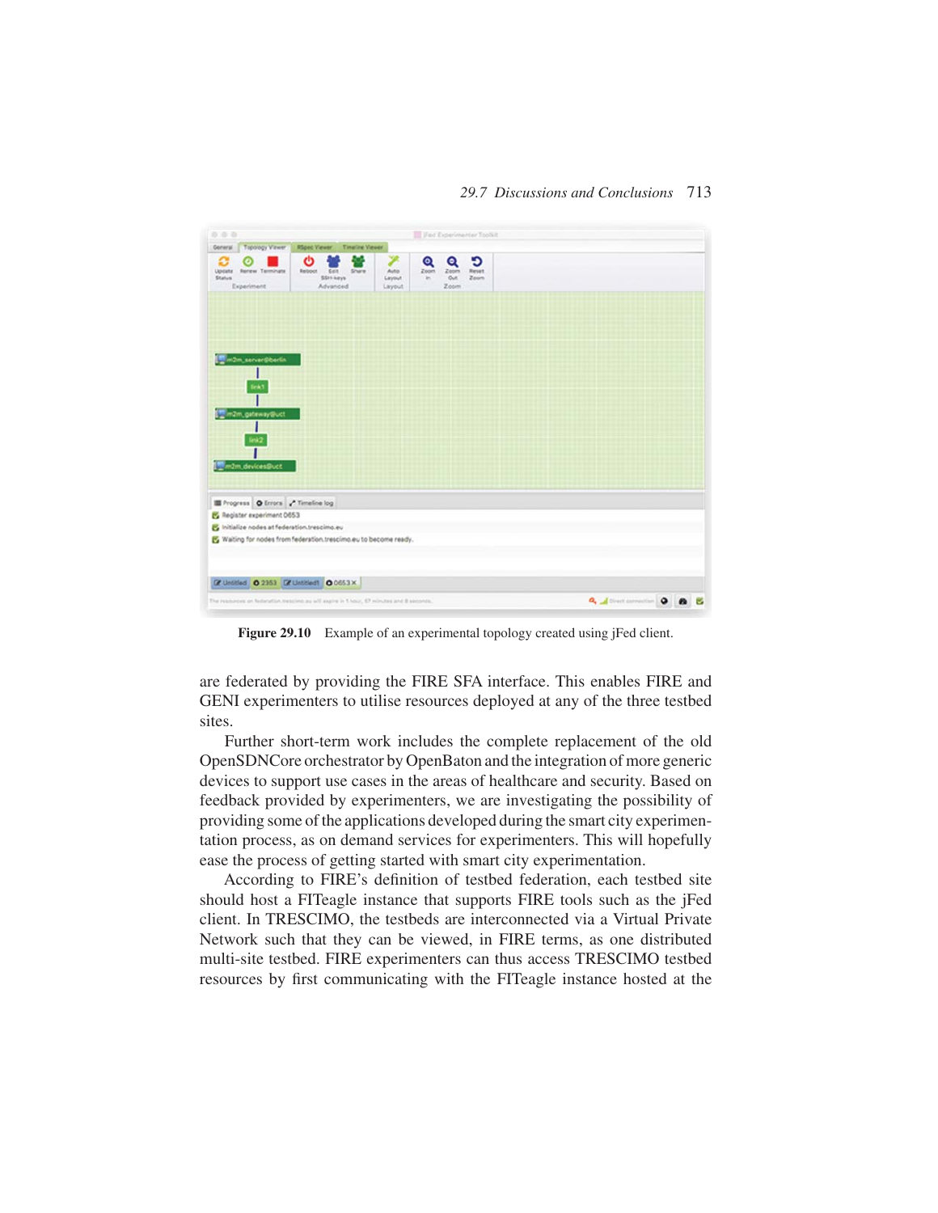Figure 29.10 Example of an experimental topology created using jFed client.

are federated by providing the FIRE SFA interface. This enables FIRE and GENI experimenters to utilise resources deployed at any of the three testbed sites.

Further short-term work includes the complete replacement of the old OpenSDNCore orchestrator by OpenBaton and the integration of more generic devices to support use cases in the areas of healthcare and security. Based on feedback provided by experimenters, we are investigating the possibility of providing some of the applications developed during the smart city experimentation process, as on demand services for experimenters. This will hopefully ease the process of getting started with smart city experimentation.

According to FIRE's definition of testbed federation, each testbed site should host a FITeagle instance that supports FIRE tools such as the jFed client. In TRESCIMO, the testbeds are interconnected via a Virtual Private Network such that they can be viewed, in FIRE terms, as one distributed multi-site testbed. FIRE experimenters can thus access TRESCIMO testbed resources by first communicating with the FITeagle instance hosted at the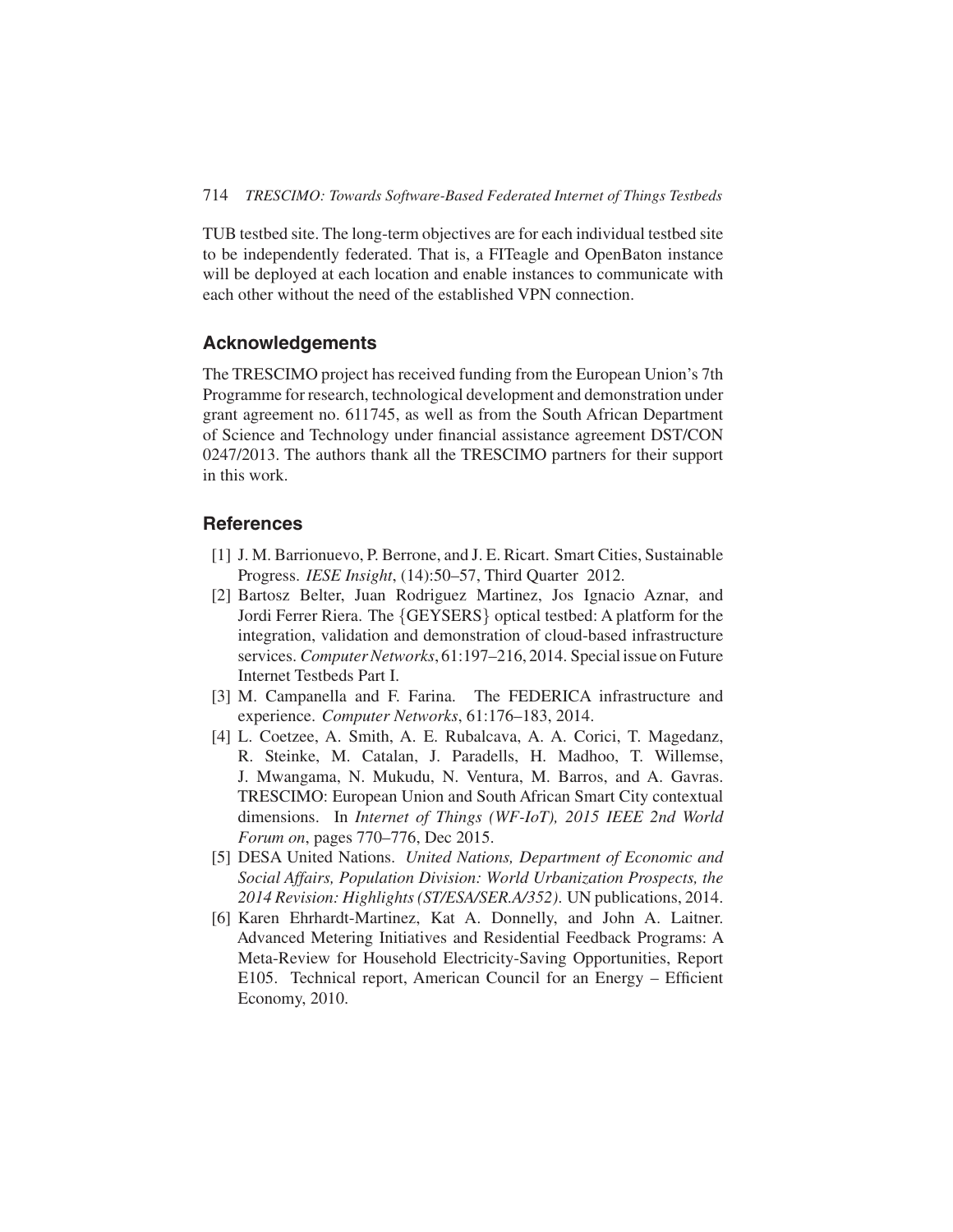TUB testbed site. The long-term objectives are for each individual testbed site to be independently federated. That is, a FITeagle and OpenBaton instance will be deployed at each location and enable instances to communicate with each other without the need of the established VPN connection.

## Acknowledgements

The TRESCIMO project has received funding from the European Union's 7th Programme for research, technological development and demonstration under grant agreement no. 611745, as well as from the South African Department of Science and Technology under financial assistance agreement DST/CON 0247/2013. The authors thank all the TRESCIMO partners for their support in this work.

## References

[1] J. M. Barrionuevo, P. Berrone, and J. E. Ricart. Smart Cities, Sustainable Progress. *IESE Insight*, (14):50–57, Third Quarter 2012.

[2] Bartosz Belter, Juan Rodriguez Martinez, Jos Ignacio Aznar, and Jordi Ferrer Riera. The {GEYSERS} optical testbed: A platform for the integration, validation and demonstration of cloud-based infrastructure services. *Computer Networks*, 61:197–216, 2014. Special issue on Future Internet Testbeds Part I.

[3] M. Campanella and F. Farina. The FEDERICA infrastructure and experience. *Computer Networks*, 61:176–183, 2014.

[4] L. Coetzee, A. Smith, A. E. Rubalcava, A. A. Corici, T. Magedanz, R. Steinke, M. Catalan, J. Paradells, H. Madhoo, T. Willemse, J. Mwangama, N. Mukudu, N. Ventura, M. Barros, and A. Gavras. TRESCIMO: European Union and South African Smart City contextual dimensions. In *Internet of Things (WF-IoT), 2015 IEEE 2nd World Forum on*, pages 770–776, Dec 2015.

[5] DESA United Nations. *United Nations, Department of Economic and Social Affairs, Population Division: World Urbanization Prospects, the 2014 Revision: Highlights (ST/ESA/SER.A/352)*. UN publications, 2014.

[6] Karen Ehrhardt-Martinez, Kat A. Donnelly, and John A. Laitner. Advanced Metering Initiatives and Residential Feedback Programs: A Meta-Review for Household Electricity-Saving Opportunities, Report E105. Technical report, American Council for an Energy – Efficient Economy, 2010.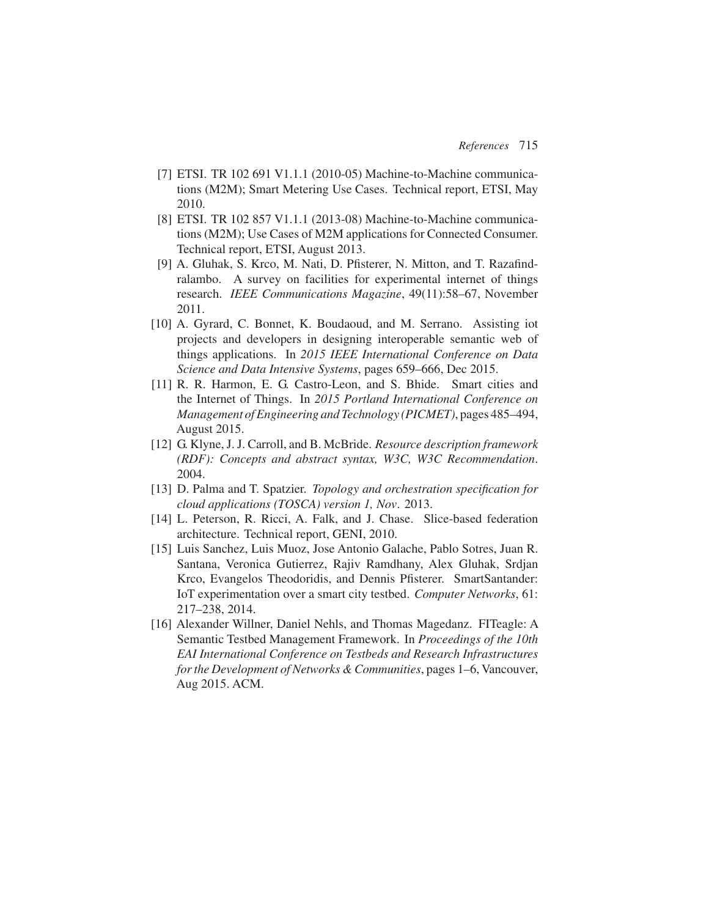[7] ETSI. TR 102 691 V1.1.1 (2010-05) Machine-to-Machine communications (M2M); Smart Metering Use Cases. Technical report, ETSI, May 2010.

[8] ETSI. TR 102 857 V1.1.1 (2013-08) Machine-to-Machine communications (M2M); Use Cases of M2M applications for Connected Consumer. Technical report, ETSI, August 2013.

[9] A. Gluhak, S. Krco, M. Nati, D. Pfisterer, N. Mitton, and T. Razafindralambo. A survey on facilities for experimental internet of things research. *IEEE Communications Magazine*, 49(11):58–67, November 2011.

[10] A. Gyrard, C. Bonnet, K. Boudaoud, and M. Serrano. Assisting iot projects and developers in designing interoperable semantic web of things applications. In *2015 IEEE International Conference on Data Science and Data Intensive Systems*, pages 659–666, Dec 2015.

[11] R. R. Harmon, E. G. Castro-Leon, and S. Bhide. Smart cities and the Internet of Things. In *2015 Portland International Conference on Management of Engineering and Technology (PICMET)*, pages 485–494, August 2015.

[12] G. Klyne, J. J. Carroll, and B. McBride. *Resource description framework (RDF): Concepts and abstract syntax, W3C, W3C Recommendation*. 2004.

[13] D. Palma and T. Spatzier. *Topology and orchestration specification for cloud applications (TOSCA) version 1, Nov*. 2013.

[14] L. Peterson, R. Ricci, A. Falk, and J. Chase. Slice-based federation architecture. Technical report, GENI, 2010.

[15] Luis Sanchez, Luis Muoz, Jose Antonio Galache, Pablo Sotres, Juan R. Santana, Veronica Gutierrez, Rajiv Ramdhany, Alex Gluhak, Srdjan Krco, Evangelos Theodoridis, and Dennis Pfisterer. SmartSantander: IoT experimentation over a smart city testbed. *Computer Networks*, 61: 217–238, 2014.

[16] Alexander Willner, Daniel Nehls, and Thomas Magedanz. FITeagle: A Semantic Testbed Management Framework. In *Proceedings of the 10th EAI International Conference on Testbeds and Research Infrastructures for the Development of Networks & Communities*, pages 1–6, Vancouver, Aug 2015. ACM.